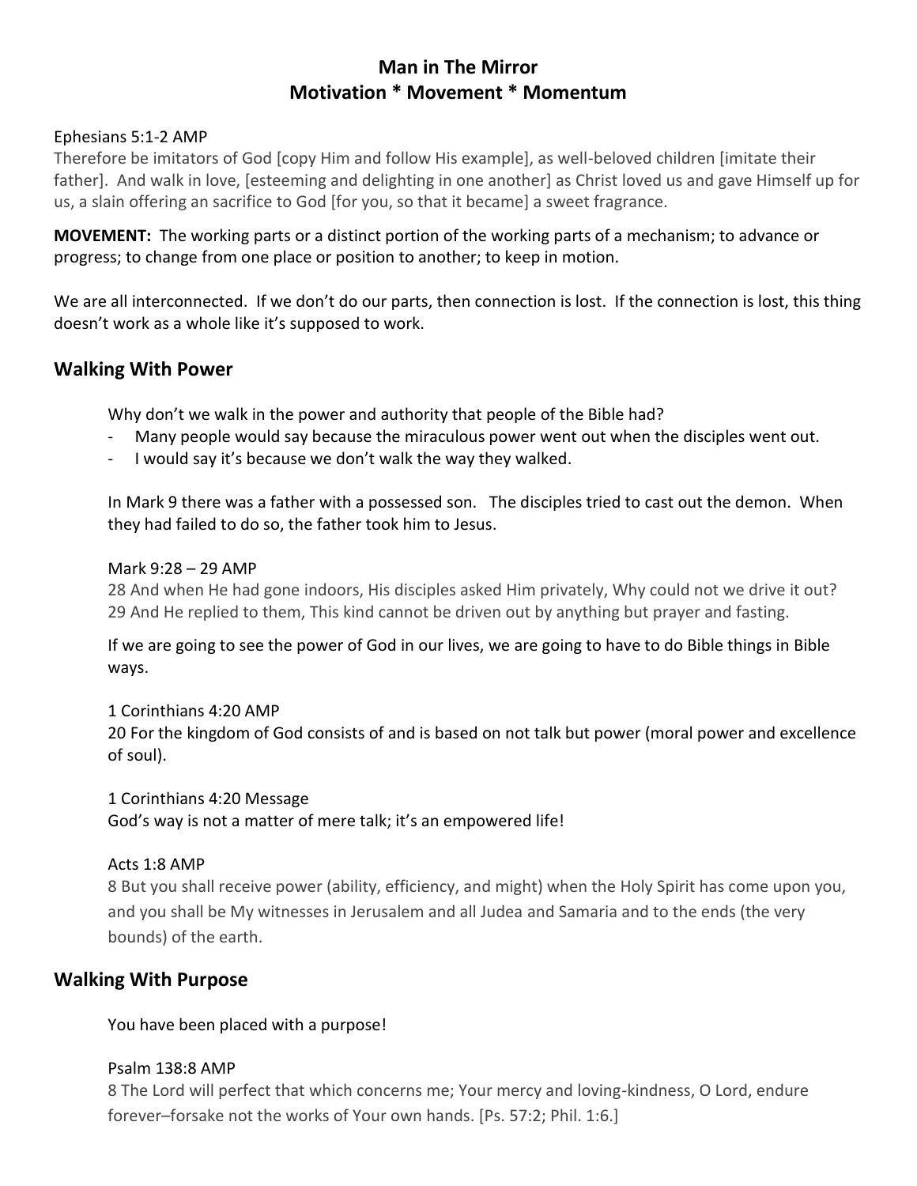# Man in The Mirror
## Motivation * Movement * Momentum

Ephesians 5:1-2 AMP
Therefore be imitators of God [copy Him and follow His example], as well-beloved children [imitate their father]. And walk in love, [esteeming and delighting in one another] as Christ loved us and gave Himself up for us, a slain offering an sacrifice to God [for you, so that it became] a sweet fragrance.

**MOVEMENT:** The working parts or a distinct portion of the working parts of a mechanism; to advance or progress; to change from one place or position to another; to keep in motion.

We are all interconnected. If we don't do our parts, then connection is lost. If the connection is lost, this thing doesn't work as a whole like it's supposed to work.

## Walking With Power

Why don't we walk in the power and authority that people of the Bible had?

- Many people would say because the miraculous power went out when the disciples went out.
- I would say it's because we don't walk the way they walked.

In Mark 9 there was a father with a possessed son. The disciples tried to cast out the demon. When they had failed to do so, the father took him to Jesus.

Mark 9:28 – 29 AMP
28 And when He had gone indoors, His disciples asked Him privately, Why could not we drive it out?
29 And He replied to them, This kind cannot be driven out by anything but prayer and fasting.

If we are going to see the power of God in our lives, we are going to have to do Bible things in Bible ways.

1 Corinthians 4:20 AMP
20 For the kingdom of God consists of and is based on not talk but power (moral power and excellence of soul).

1 Corinthians 4:20 Message
God's way is not a matter of mere talk; it's an empowered life!

Acts 1:8 AMP
8 But you shall receive power (ability, efficiency, and might) when the Holy Spirit has come upon you, and you shall be My witnesses in Jerusalem and all Judea and Samaria and to the ends (the very bounds) of the earth.

## Walking With Purpose

You have been placed with a purpose!

Psalm 138:8 AMP
8 The Lord will perfect that which concerns me; Your mercy and loving-kindness, O Lord, endure forever–forsake not the works of Your own hands. [Ps. 57:2; Phil. 1:6.]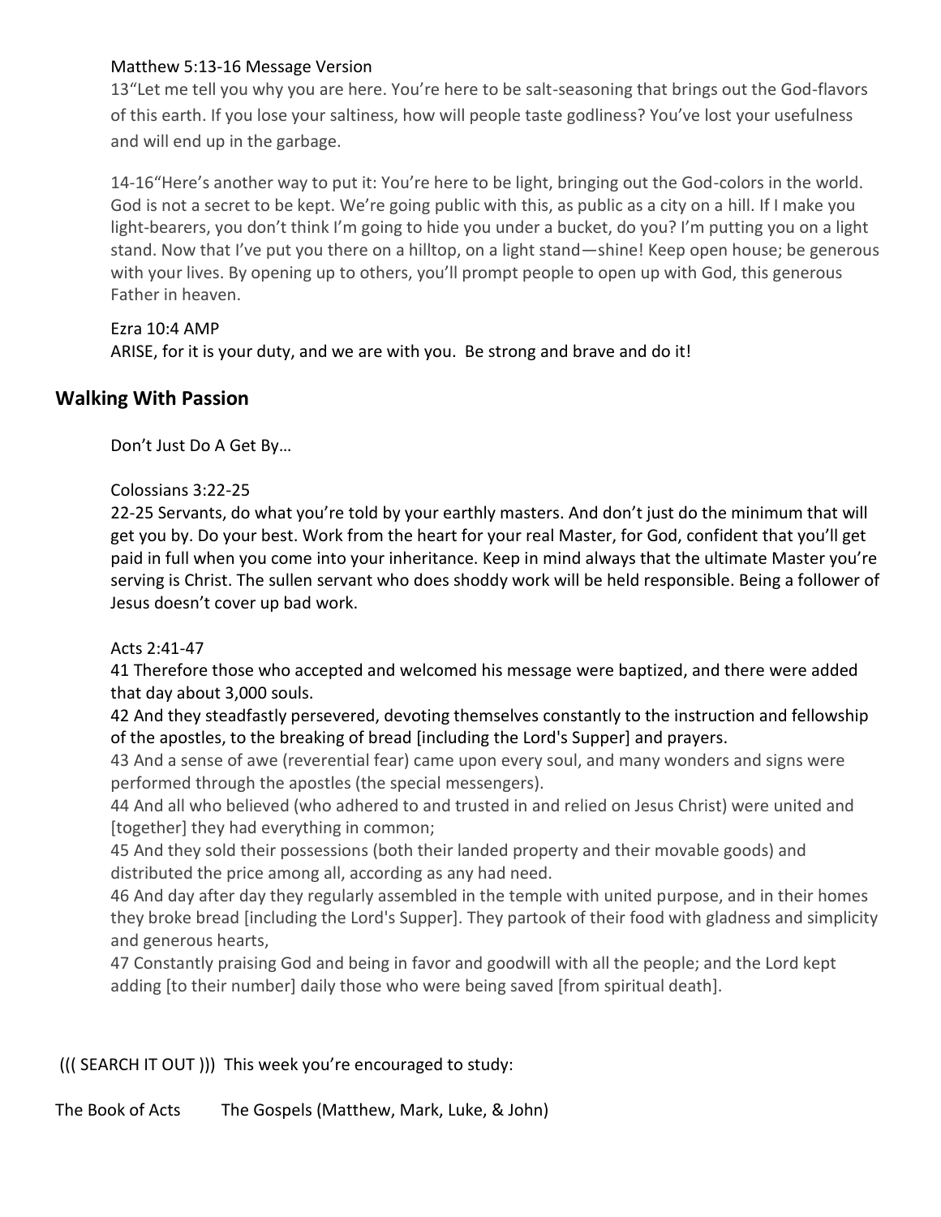Matthew 5:13-16 Message Version

13"Let me tell you why you are here. You're here to be salt-seasoning that brings out the God-flavors of this earth. If you lose your saltiness, how will people taste godliness? You've lost your usefulness and will end up in the garbage.

14-16"Here's another way to put it: You're here to be light, bringing out the God-colors in the world. God is not a secret to be kept. We're going public with this, as public as a city on a hill. If I make you light-bearers, you don't think I'm going to hide you under a bucket, do you? I'm putting you on a light stand. Now that I've put you there on a hilltop, on a light stand—shine! Keep open house; be generous with your lives. By opening up to others, you'll prompt people to open up with God, this generous Father in heaven.

Ezra 10:4 AMP

ARISE, for it is your duty, and we are with you. Be strong and brave and do it!

## Walking With Passion

Don't Just Do A Get By…

Colossians 3:22-25

22-25 Servants, do what you're told by your earthly masters. And don't just do the minimum that will get you by. Do your best. Work from the heart for your real Master, for God, confident that you'll get paid in full when you come into your inheritance. Keep in mind always that the ultimate Master you're serving is Christ. The sullen servant who does shoddy work will be held responsible. Being a follower of Jesus doesn't cover up bad work.

Acts 2:41-47

41 Therefore those who accepted and welcomed his message were baptized, and there were added that day about 3,000 souls.

42 And they steadfastly persevered, devoting themselves constantly to the instruction and fellowship of the apostles, to the breaking of bread [including the Lord's Supper] and prayers.

43 And a sense of awe (reverential fear) came upon every soul, and many wonders and signs were performed through the apostles (the special messengers).

44 And all who believed (who adhered to and trusted in and relied on Jesus Christ) were united and [together] they had everything in common;

45 And they sold their possessions (both their landed property and their movable goods) and distributed the price among all, according as any had need.

46 And day after day they regularly assembled in the temple with united purpose, and in their homes they broke bread [including the Lord's Supper]. They partook of their food with gladness and simplicity and generous hearts,

47 Constantly praising God and being in favor and goodwill with all the people; and the Lord kept adding [to their number] daily those who were being saved [from spiritual death].

((( SEARCH IT OUT ))) This week you're encouraged to study:

The Book of Acts The Gospels (Matthew, Mark, Luke, & John)